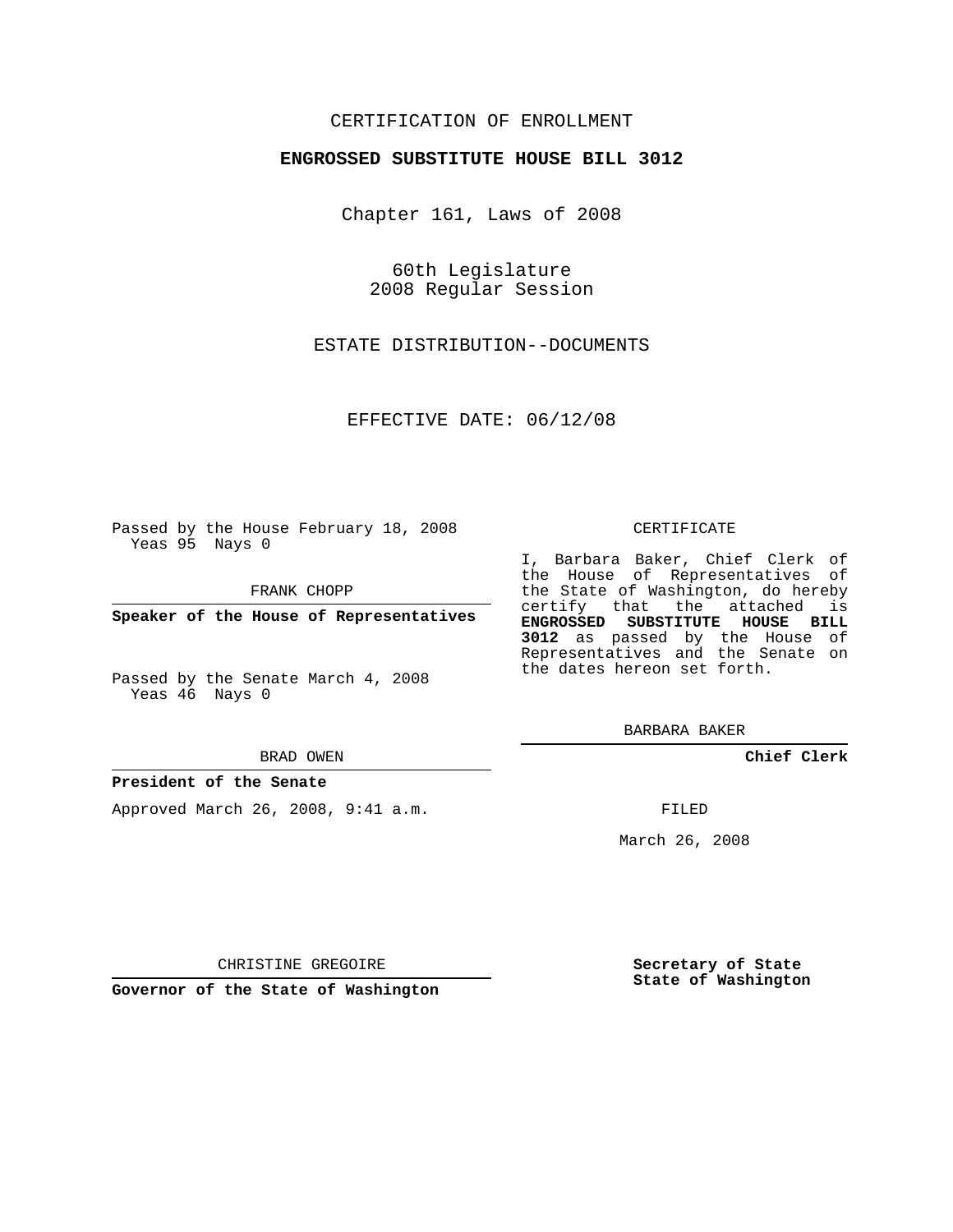CERTIFICATION OF ENROLLMENT

**ENGROSSED SUBSTITUTE HOUSE BILL 3012**

Chapter 161, Laws of 2008

60th Legislature
2008 Regular Session

ESTATE DISTRIBUTION--DOCUMENTS

EFFECTIVE DATE: 06/12/08

Passed by the House February 18, 2008
Yeas 95 Nays 0

FRANK CHOPP

**Speaker of the House of Representatives**

Passed by the Senate March 4, 2008
Yeas 46 Nays 0

BRAD OWEN

**President of the Senate**

Approved March 26, 2008, 9:41 a.m.

CHRISTINE GREGOIRE

**Governor of the State of Washington**

CERTIFICATE

I, Barbara Baker, Chief Clerk of the House of Representatives of the State of Washington, do hereby certify that the attached is **ENGROSSED SUBSTITUTE HOUSE BILL 3012** as passed by the House of Representatives and the Senate on the dates hereon set forth.

BARBARA BAKER

**Chief Clerk**

FILED

March 26, 2008

**Secretary of State**
**State of Washington**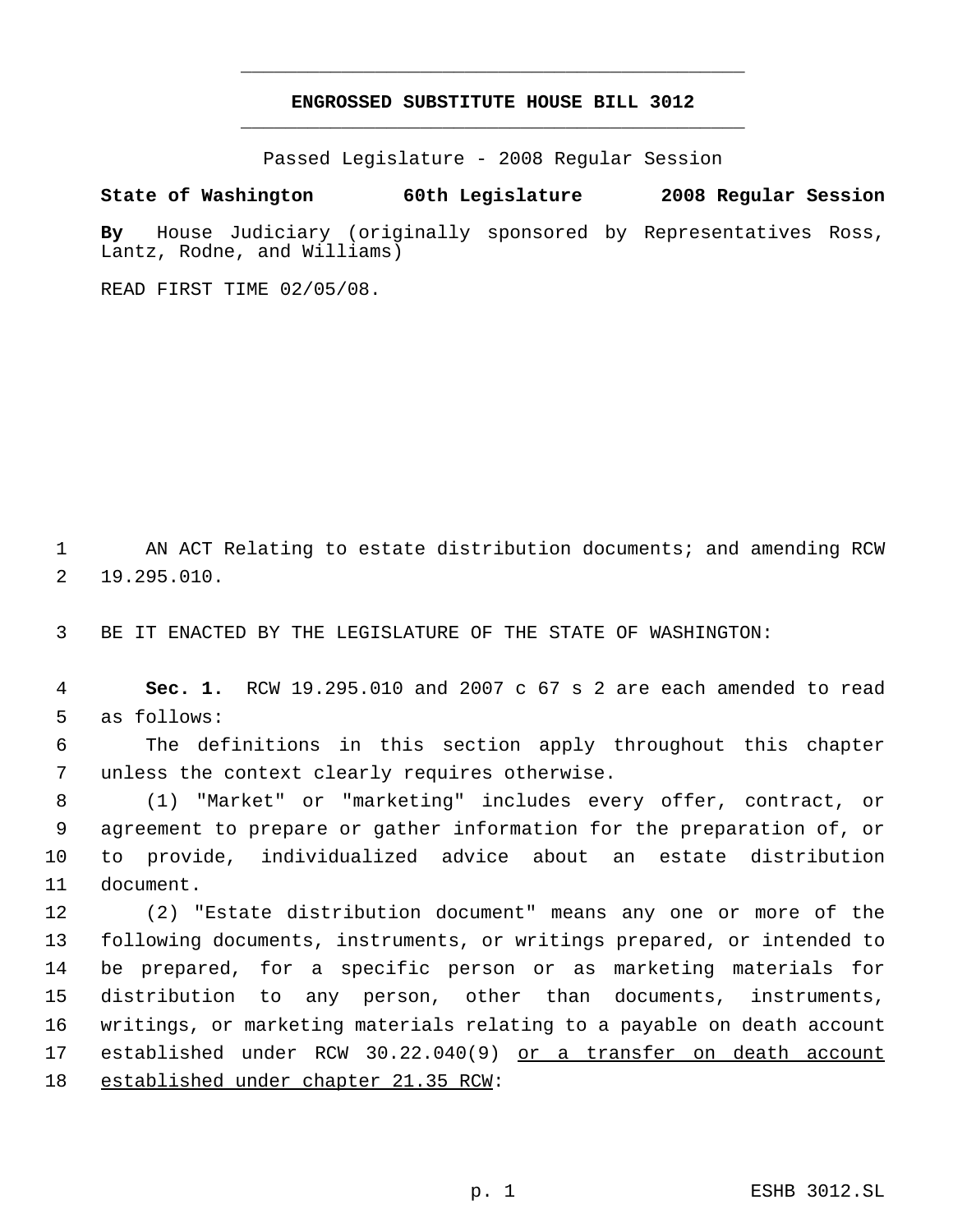**ENGROSSED SUBSTITUTE HOUSE BILL 3012**

Passed Legislature - 2008 Regular Session

**State of Washington 60th Legislature 2008 Regular Session**

**By** House Judiciary (originally sponsored by Representatives Ross, Lantz, Rodne, and Williams)

READ FIRST TIME 02/05/08.

AN ACT Relating to estate distribution documents; and amending RCW 19.295.010.

BE IT ENACTED BY THE LEGISLATURE OF THE STATE OF WASHINGTON:

**Sec. 1.** RCW 19.295.010 and 2007 c 67 s 2 are each amended to read as follows:

The definitions in this section apply throughout this chapter unless the context clearly requires otherwise.

(1) "Market" or "marketing" includes every offer, contract, or agreement to prepare or gather information for the preparation of, or to provide, individualized advice about an estate distribution document.

(2) "Estate distribution document" means any one or more of the following documents, instruments, or writings prepared, or intended to be prepared, for a specific person or as marketing materials for distribution to any person, other than documents, instruments, writings, or marketing materials relating to a payable on death account established under RCW 30.22.040(9) <u>or a transfer on death account established under chapter 21.35 RCW</u>: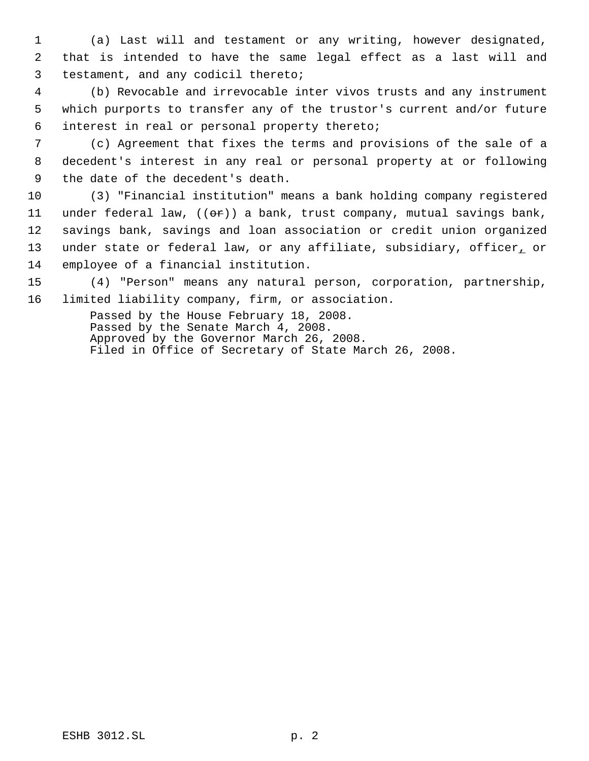(a) Last will and testament or any writing, however designated, that is intended to have the same legal effect as a last will and testament, and any codicil thereto;

(b) Revocable and irrevocable inter vivos trusts and any instrument which purports to transfer any of the trustor's current and/or future interest in real or personal property thereto;

(c) Agreement that fixes the terms and provisions of the sale of a decedent's interest in any real or personal property at or following the date of the decedent's death.

(3) "Financial institution" means a bank holding company registered under federal law, ((~~or~~)) a bank, trust company, mutual savings bank, savings bank, savings and loan association or credit union organized under state or federal law, or any affiliate, subsidiary, officer, or employee of a financial institution.

(4) "Person" means any natural person, corporation, partnership, limited liability company, firm, or association.

Passed by the House February 18, 2008.
Passed by the Senate March 4, 2008.
Approved by the Governor March 26, 2008.
Filed in Office of Secretary of State March 26, 2008.